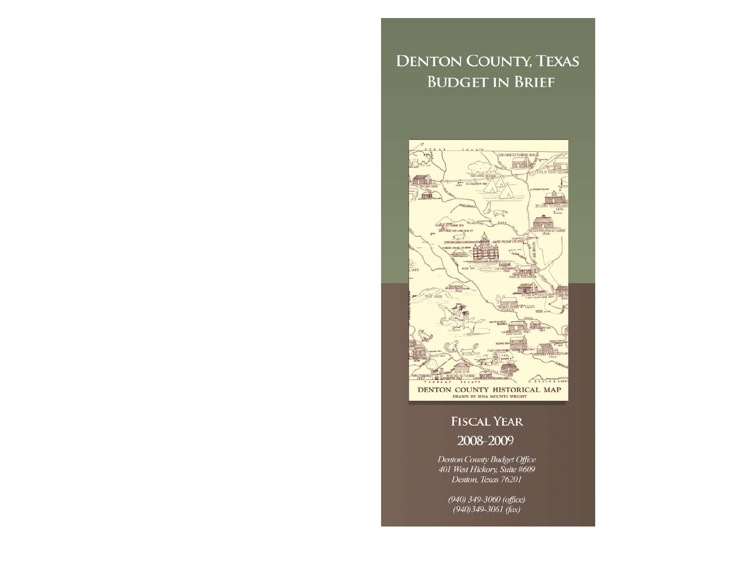# DENTON COUNTY, TEXAS
# BUDGET IN BRIEF

DENTON COUNTY HISTORICAL MAP
DRAWN BY SENA MOUNTS WRIGHT

## FISCAL YEAR
## 2008-2009

*Denton County Budget Office*
*401 West Hickory, Suite #609*
*Denton, Texas 76201*

*(940) 349-3060 (office)*
*(940)349-3061 (fax)*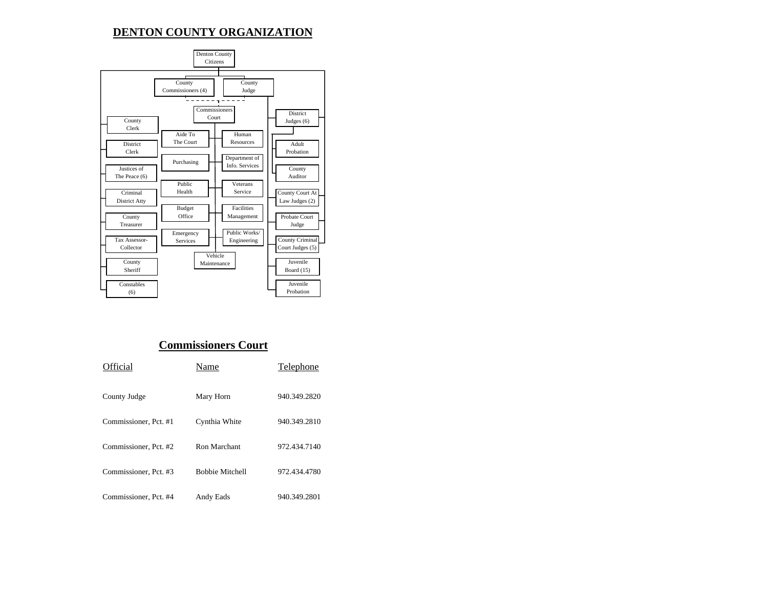# DENTON COUNTY ORGANIZATION

Denton County Citizens

County Commissioners (4)

County Judge

Commissioners Court

County Clerk

District Clerk

Justices of The Peace (6)

Criminal District Atty

County Treasurer

Tax Assessor-Collector

County Sheriff

Constables (6)

Aide To The Court

Human Resources

Purchasing

Department of Info. Services

Public Health

Veterans Service

Budget Office

Facilities Management

Emergency Services

Public Works/ Engineering

Vehicle Maintenance

District Judges (6)

Adult Probation

County Auditor

County Court At Law Judges (2)

Probate Court Judge

County Criminal Court Judges (5)

Juvenile Board (15)

Juvenile Probation

## Commissioners Court

| Official | Name | Telephone |
|---|---|---|
| County Judge | Mary Horn | 940.349.2820 |
| Commissioner, Pct. #1 | Cynthia White | 940.349.2810 |
| Commissioner, Pct. #2 | Ron Marchant | 972.434.7140 |
| Commissioner, Pct. #3 | Bobbie Mitchell | 972.434.4780 |
| Commissioner, Pct. #4 | Andy Eads | 940.349.2801 |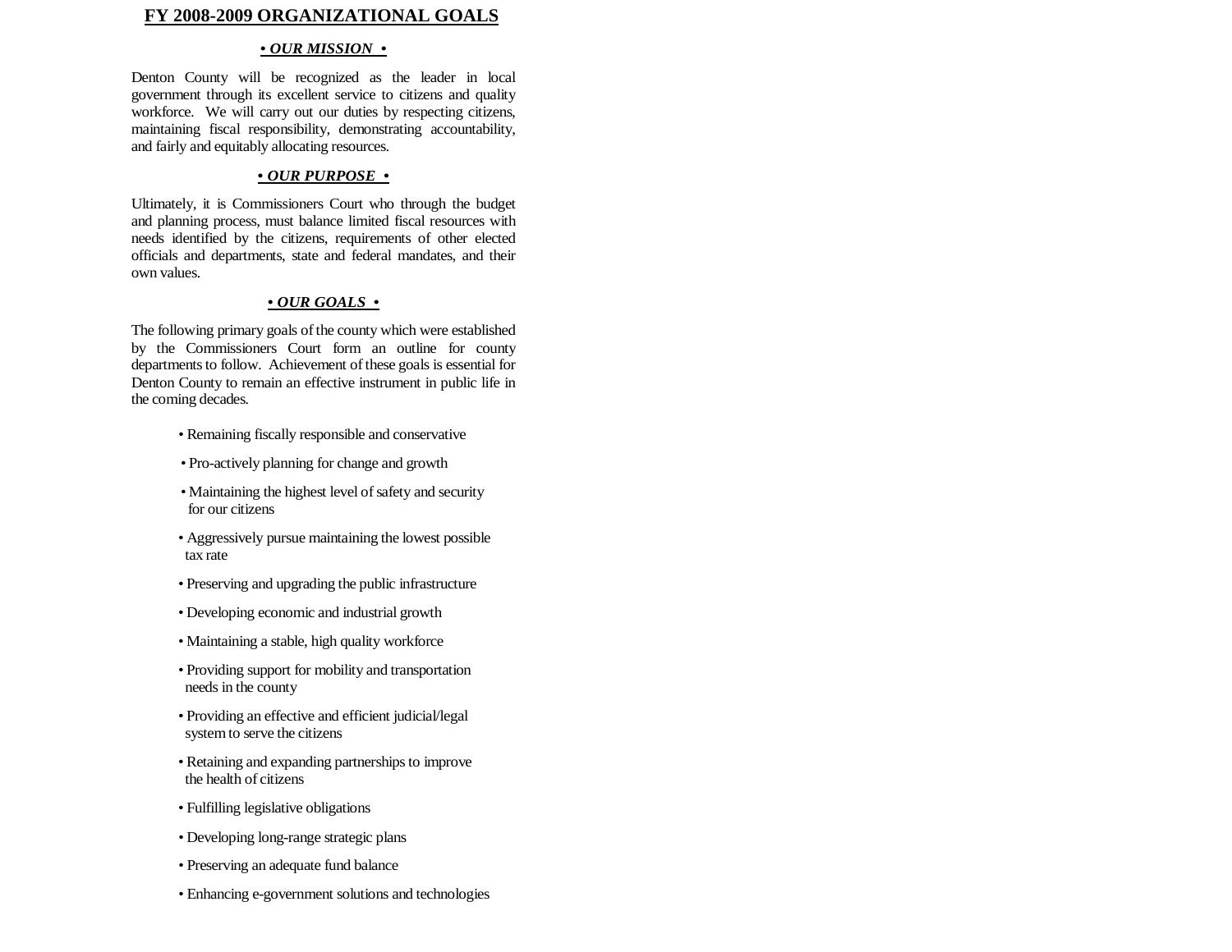# FY 2008-2009 ORGANIZATIONAL GOALS

## *• OUR MISSION •*

Denton County will be recognized as the leader in local government through its excellent service to citizens and quality workforce. We will carry out our duties by respecting citizens, maintaining fiscal responsibility, demonstrating accountability, and fairly and equitably allocating resources.

## *• OUR PURPOSE •*

Ultimately, it is Commissioners Court who through the budget and planning process, must balance limited fiscal resources with needs identified by the citizens, requirements of other elected officials and departments, state and federal mandates, and their own values.

## *• OUR GOALS •*

The following primary goals of the county which were established by the Commissioners Court form an outline for county departments to follow. Achievement of these goals is essential for Denton County to remain an effective instrument in public life in the coming decades.

- Remaining fiscally responsible and conservative
- Pro-actively planning for change and growth
- Maintaining the highest level of safety and security for our citizens
- Aggressively pursue maintaining the lowest possible tax rate
- Preserving and upgrading the public infrastructure
- Developing economic and industrial growth
- Maintaining a stable, high quality workforce
- Providing support for mobility and transportation needs in the county
- Providing an effective and efficient judicial/legal system to serve the citizens
- Retaining and expanding partnerships to improve the health of citizens
- Fulfilling legislative obligations
- Developing long-range strategic plans
- Preserving an adequate fund balance
- Enhancing e-government solutions and technologies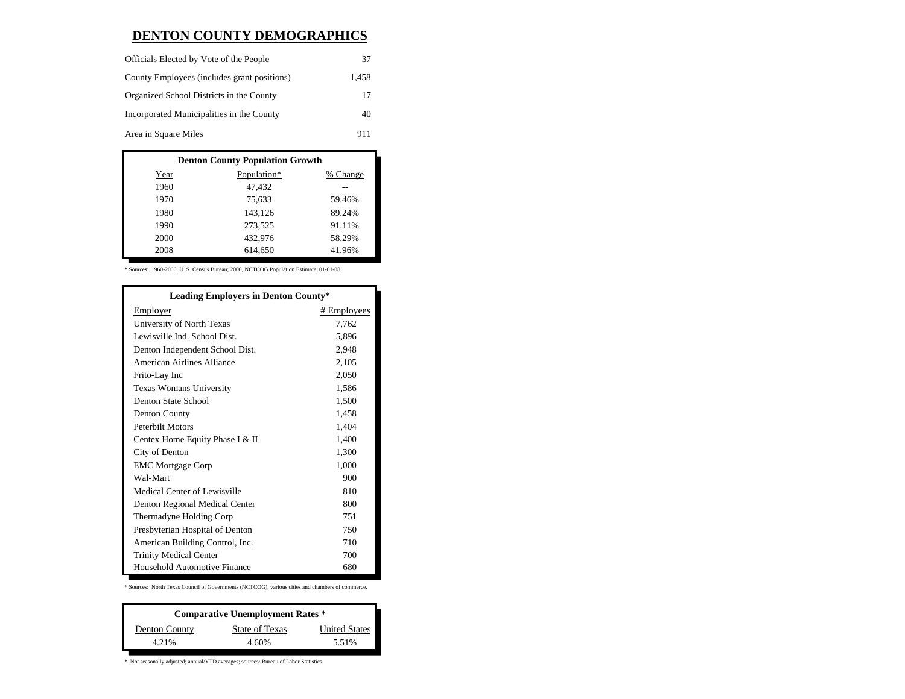# DENTON COUNTY DEMOGRAPHICS

| | |
|---|---|
| Officials Elected by Vote of the People | 37 |
| County Employees (includes grant positions) | 1,458 |
| Organized School Districts in the County | 17 |
| Incorporated Municipalities in the County | 40 |
| Area in Square Miles | 911 |

**Denton County Population Growth**

| Year | Population* | % Change |
|---|---|---|
| 1960 | 47,432 | -- |
| 1970 | 75,633 | 59.46% |
| 1980 | 143,126 | 89.24% |
| 1990 | 273,525 | 91.11% |
| 2000 | 432,976 | 58.29% |
| 2008 | 614,650 | 41.96% |

* Sources: 1960-2000, U. S. Census Bureau; 2000, NCTCOG Population Estimate, 01-01-08.

**Leading Employers in Denton County***

| Employer | # Employees |
|---|---|
| University of North Texas | 7,762 |
| Lewisville Ind. School Dist. | 5,896 |
| Denton Independent School Dist. | 2,948 |
| American Airlines Alliance | 2,105 |
| Frito-Lay Inc | 2,050 |
| Texas Womans University | 1,586 |
| Denton State School | 1,500 |
| Denton County | 1,458 |
| Peterbilt Motors | 1,404 |
| Centex Home Equity Phase I & II | 1,400 |
| City of Denton | 1,300 |
| EMC Mortgage Corp | 1,000 |
| Wal-Mart | 900 |
| Medical Center of Lewisville | 810 |
| Denton Regional Medical Center | 800 |
| Thermadyne Holding Corp | 751 |
| Presbyterian Hospital of Denton | 750 |
| American Building Control, Inc. | 710 |
| Trinity Medical Center | 700 |
| Household Automotive Finance | 680 |

* Sources: North Texas Council of Governments (NCTCOG), various cities and chambers of commerce.

**Comparative Unemployment Rates ***

| Denton County | State of Texas | United States |
|---|---|---|
| 4.21% | 4.60% | 5.51% |

* Not seasonally adjusted; annual/YTD averages; sources: Bureau of Labor Statistics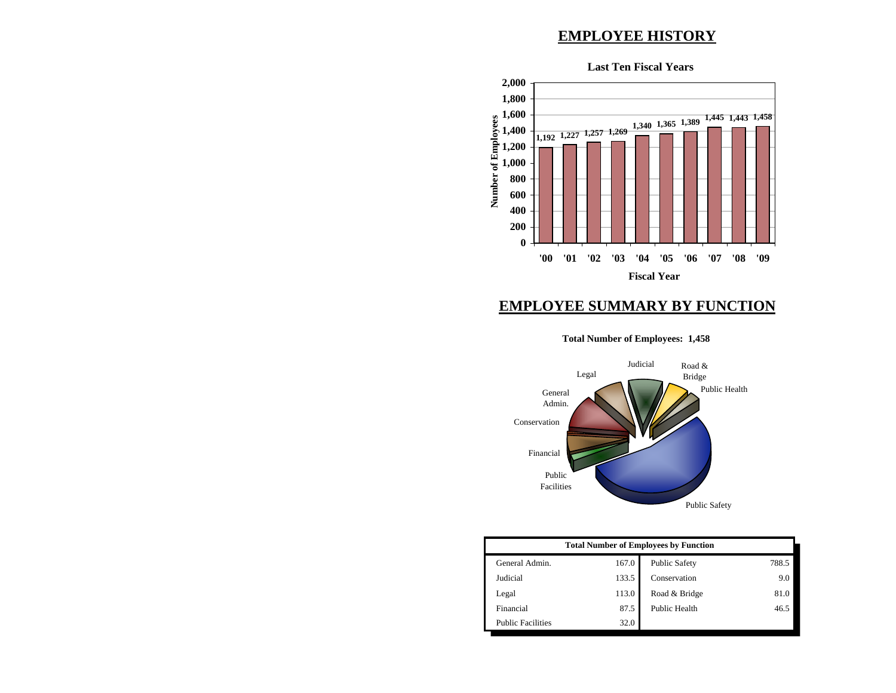# EMPLOYEE HISTORY

**Last Ten Fiscal Years**

| Fiscal Year | Number of Employees |
|---|---|
| '00 | 1,192 |
| '01 | 1,227 |
| '02 | 1,257 |
| '03 | 1,269 |
| '04 | 1,340 |
| '05 | 1,365 |
| '06 | 1,389 |
| '07 | 1,445 |
| '08 | 1,443 |
| '09 | 1,458 |

# EMPLOYEE SUMMARY BY FUNCTION

**Total Number of Employees: 1,458**

| Total Number of Employees by Function | | | |
|---|---|---|---|
| General Admin. | 167.0 | Public Safety | 788.5 |
| Judicial | 133.5 | Conservation | 9.0 |
| Legal | 113.0 | Road & Bridge | 81.0 |
| Financial | 87.5 | Public Health | 46.5 |
| Public Facilities | 32.0 | | |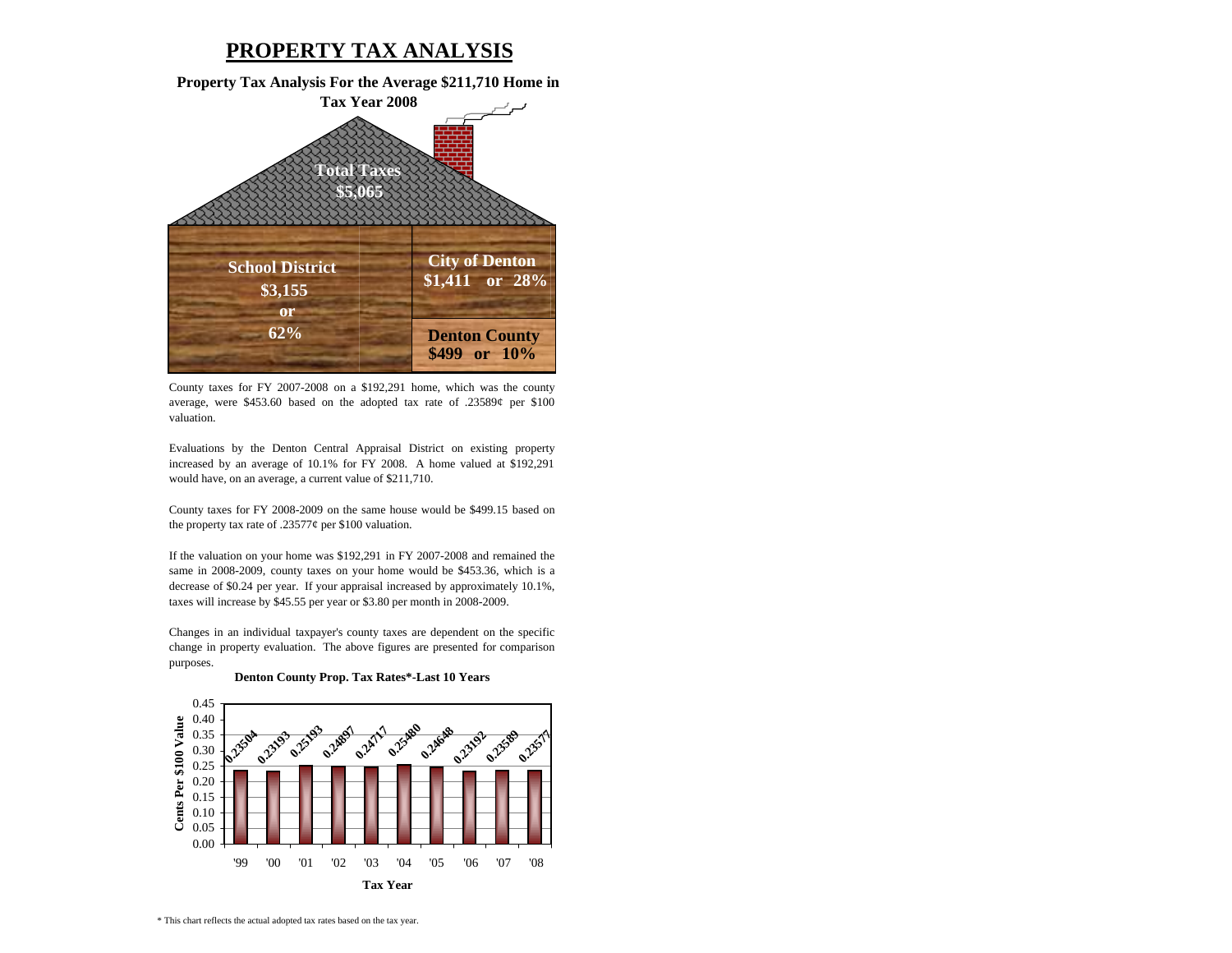# PROPERTY TAX ANALYSIS

**Property Tax Analysis For the Average $211,710 Home in Tax Year 2008**

**Total Taxes $5,065**

| School District | City of Denton | Denton County |
|---|---|---|
| $3,155 or 62% | $1,411 or 28% | $499 or 10% |

County taxes for FY 2007-2008 on a $192,291 home, which was the county average, were $453.60 based on the adopted tax rate of .23589¢ per $100 valuation.

Evaluations by the Denton Central Appraisal District on existing property increased by an average of 10.1% for FY 2008. A home valued at $192,291 would have, on an average, a current value of $211,710.

County taxes for FY 2008-2009 on the same house would be $499.15 based on the property tax rate of .23577¢ per $100 valuation.

If the valuation on your home was $192,291 in FY 2007-2008 and remained the same in 2008-2009, county taxes on your home would be $453.36, which is a decrease of $0.24 per year. If your appraisal increased by approximately 10.1%, taxes will increase by $45.55 per year or $3.80 per month in 2008-2009.

Changes in an individual taxpayer's county taxes are dependent on the specific change in property evaluation. The above figures are presented for comparison purposes.

**Denton County Prop. Tax Rates*-Last 10 Years**

| Tax Year | Cents Per $100 Value |
|---|---|
| '99 | 0.23504 |
| '00 | 0.23193 |
| '01 | 0.25193 |
| '02 | 0.24897 |
| '03 | 0.24717 |
| '04 | 0.25480 |
| '05 | 0.24648 |
| '06 | 0.23192 |
| '07 | 0.23589 |
| '08 | 0.23577 |

\* This chart reflects the actual adopted tax rates based on the tax year.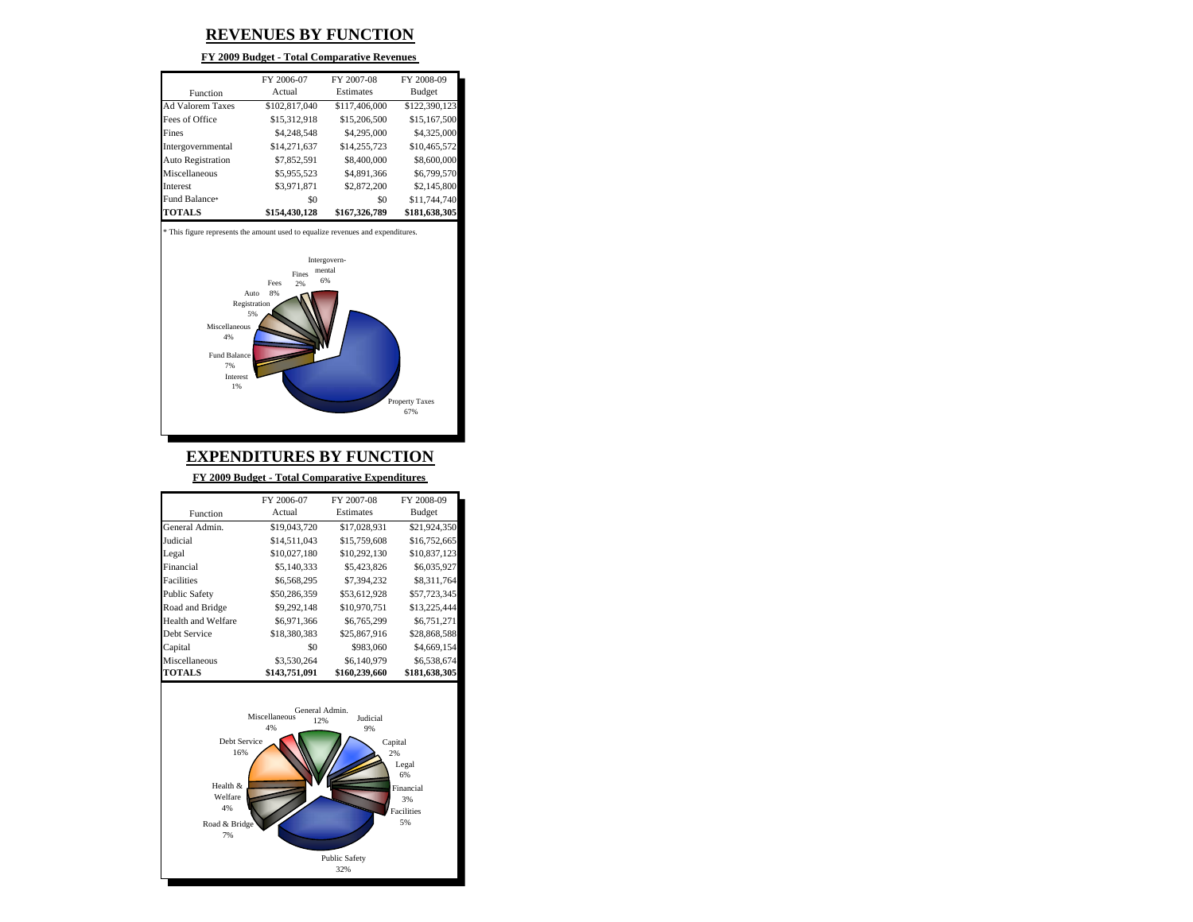# REVENUES BY FUNCTION

**FY 2009 Budget - Total Comparative Revenues**

| Function | FY 2006-07 Actual | FY 2007-08 Estimates | FY 2008-09 Budget |
|---|---|---|---|
| Ad Valorem Taxes | $102,817,040 | $117,406,000 | $122,390,123 |
| Fees of Office | $15,312,918 | $15,206,500 | $15,167,500 |
| Fines | $4,248,548 | $4,295,000 | $4,325,000 |
| Intergovernmental | $14,271,637 | $14,255,723 | $10,465,572 |
| Auto Registration | $7,852,591 | $8,400,000 | $8,600,000 |
| Miscellaneous | $5,955,523 | $4,891,366 | $6,799,570 |
| Interest | $3,971,871 | $2,872,200 | $2,145,800 |
| Fund Balance* | $0 | $0 | $11,744,740 |
| **TOTALS** | **$154,430,128** | **$167,326,789** | **$181,638,305** |

* This figure represents the amount used to equalize revenues and expenditures.

Intergovern-mental 6%
Fines 2%
Fees 8%
Auto Registration 5%
Miscellaneous 4%
Fund Balance 7%
Interest 1%
Property Taxes 67%

# EXPENDITURES BY FUNCTION

**FY 2009 Budget - Total Comparative Expenditures**

| Function | FY 2006-07 Actual | FY 2007-08 Estimates | FY 2008-09 Budget |
|---|---|---|---|
| General Admin. | $19,043,720 | $17,028,931 | $21,924,350 |
| Judicial | $14,511,043 | $15,759,608 | $16,752,665 |
| Legal | $10,027,180 | $10,292,130 | $10,837,123 |
| Financial | $5,140,333 | $5,423,826 | $6,035,927 |
| Facilities | $6,568,295 | $7,394,232 | $8,311,764 |
| Public Safety | $50,286,359 | $53,612,928 | $57,723,345 |
| Road and Bridge | $9,292,148 | $10,970,751 | $13,225,444 |
| Health and Welfare | $6,971,366 | $6,765,299 | $6,751,271 |
| Debt Service | $18,380,383 | $25,867,916 | $28,868,588 |
| Capital | $0 | $983,060 | $4,669,154 |
| Miscellaneous | $3,530,264 | $6,140,979 | $6,538,674 |
| **TOTALS** | **$143,751,091** | **$160,239,660** | **$181,638,305** |

Miscellaneous 4%
General Admin. 12%
Judicial 9%
Capital 2%
Legal 6%
Financial 3%
Facilities 5%
Debt Service 16%
Health & Welfare 4%
Road & Bridge 7%
Public Safety 32%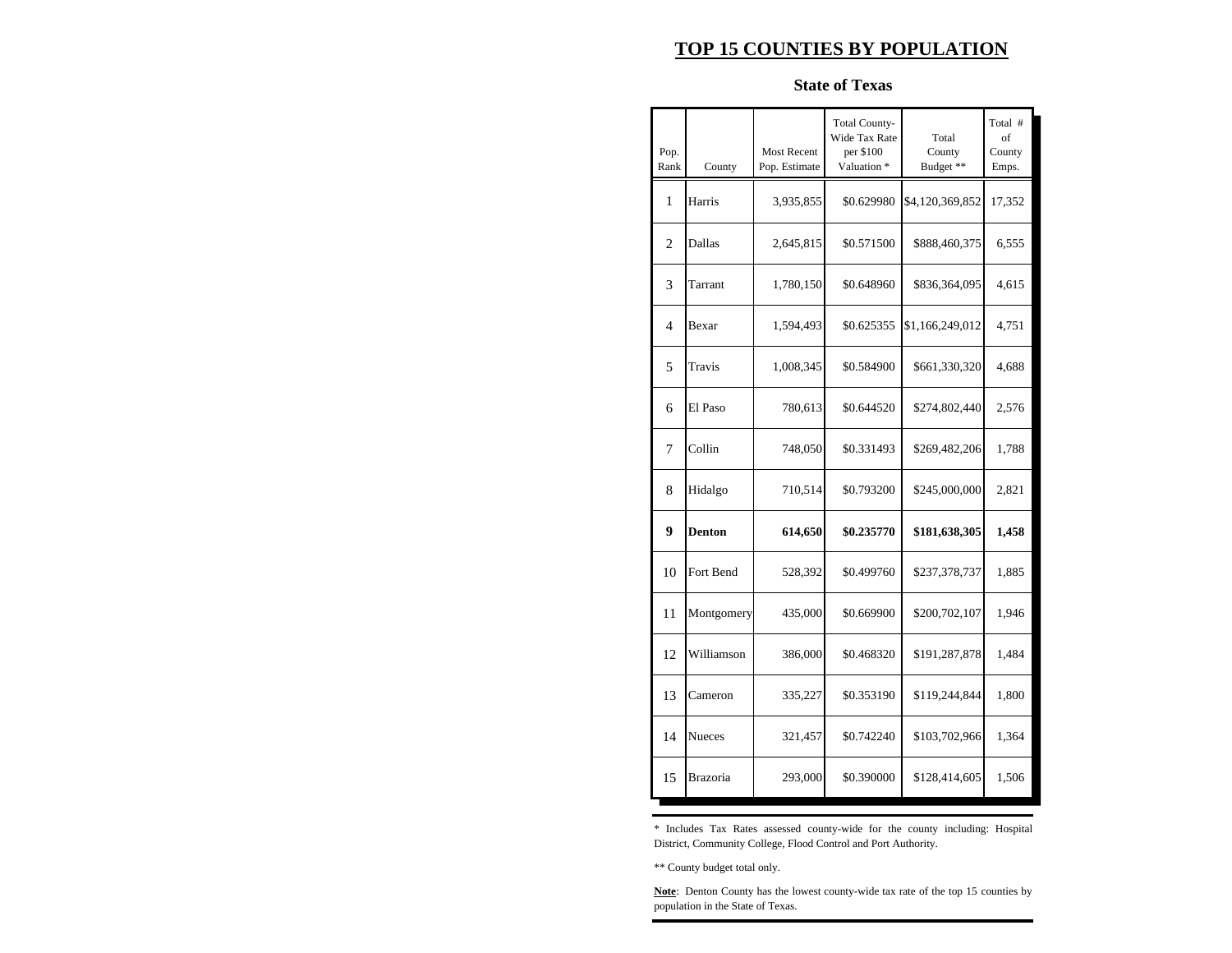# TOP 15 COUNTIES BY POPULATION

### State of Texas

| Pop. Rank | County | Most Recent Pop. Estimate | Total County-Wide Tax Rate per $100 Valuation * | Total County Budget ** | Total # of County Emps. |
|---|---|---|---|---|---|
| 1 | Harris | 3,935,855 | $0.629980 | $4,120,369,852 | 17,352 |
| 2 | Dallas | 2,645,815 | $0.571500 | $888,460,375 | 6,555 |
| 3 | Tarrant | 1,780,150 | $0.648960 | $836,364,095 | 4,615 |
| 4 | Bexar | 1,594,493 | $0.625355 | $1,166,249,012 | 4,751 |
| 5 | Travis | 1,008,345 | $0.584900 | $661,330,320 | 4,688 |
| 6 | El Paso | 780,613 | $0.644520 | $274,802,440 | 2,576 |
| 7 | Collin | 748,050 | $0.331493 | $269,482,206 | 1,788 |
| 8 | Hidalgo | 710,514 | $0.793200 | $245,000,000 | 2,821 |
| **9** | **Denton** | **614,650** | **$0.235770** | **$181,638,305** | **1,458** |
| 10 | Fort Bend | 528,392 | $0.499760 | $237,378,737 | 1,885 |
| 11 | Montgomery | 435,000 | $0.669900 | $200,702,107 | 1,946 |
| 12 | Williamson | 386,000 | $0.468320 | $191,287,878 | 1,484 |
| 13 | Cameron | 335,227 | $0.353190 | $119,244,844 | 1,800 |
| 14 | Nueces | 321,457 | $0.742240 | $103,702,966 | 1,364 |
| 15 | Brazoria | 293,000 | $0.390000 | $128,414,605 | 1,506 |

* Includes Tax Rates assessed county-wide for the county including: Hospital District, Community College, Flood Control and Port Authority.

** County budget total only.

**Note**: Denton County has the lowest county-wide tax rate of the top 15 counties by population in the State of Texas.